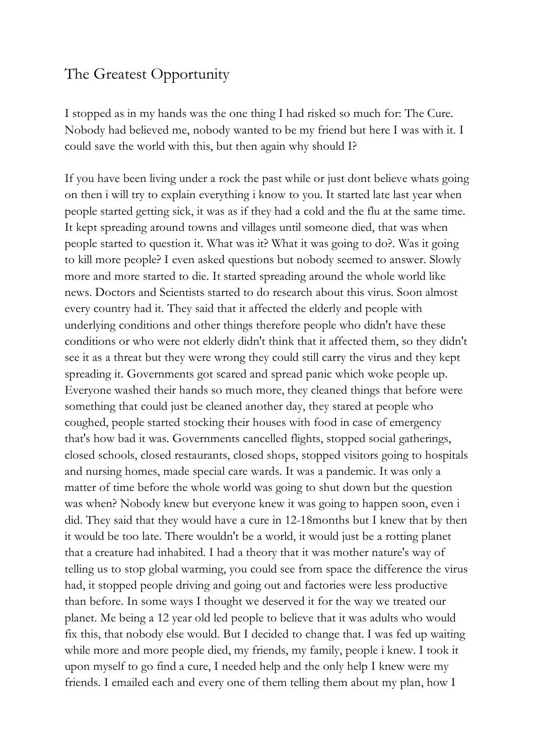# The Greatest Opportunity

I stopped as in my hands was the one thing I had risked so much for: The Cure. Nobody had believed me, nobody wanted to be my friend but here I was with it. I could save the world with this, but then again why should I?

If you have been living under a rock the past while or just dont believe whats going on then i will try to explain everything i know to you. It started late last year when people started getting sick, it was as if they had a cold and the flu at the same time. It kept spreading around towns and villages until someone died, that was when people started to question it. What was it? What it was going to do?. Was it going to kill more people? I even asked questions but nobody seemed to answer. Slowly more and more started to die. It started spreading around the whole world like news. Doctors and Scientists started to do research about this virus. Soon almost every country had it. They said that it affected the elderly and people with underlying conditions and other things therefore people who didn't have these conditions or who were not elderly didn't think that it affected them, so they didn't see it as a threat but they were wrong they could still carry the virus and they kept spreading it. Governments got scared and spread panic which woke people up. Everyone washed their hands so much more, they cleaned things that before were something that could just be cleaned another day, they stared at people who coughed, people started stocking their houses with food in case of emergency that's how bad it was. Governments cancelled flights, stopped social gatherings, closed schools, closed restaurants, closed shops, stopped visitors going to hospitals and nursing homes, made special care wards. It was a pandemic. It was only a matter of time before the whole world was going to shut down but the question was when? Nobody knew but everyone knew it was going to happen soon, even i did. They said that they would have a cure in 12-18months but I knew that by then it would be too late. There wouldn't be a world, it would just be a rotting planet that a creature had inhabited. I had a theory that it was mother nature's way of telling us to stop global warming, you could see from space the difference the virus had, it stopped people driving and going out and factories were less productive than before. In some ways I thought we deserved it for the way we treated our planet. Me being a 12 year old led people to believe that it was adults who would fix this, that nobody else would. But I decided to change that. I was fed up waiting while more and more people died, my friends, my family, people i knew. I took it upon myself to go find a cure, I needed help and the only help I knew were my friends. I emailed each and every one of them telling them about my plan, how I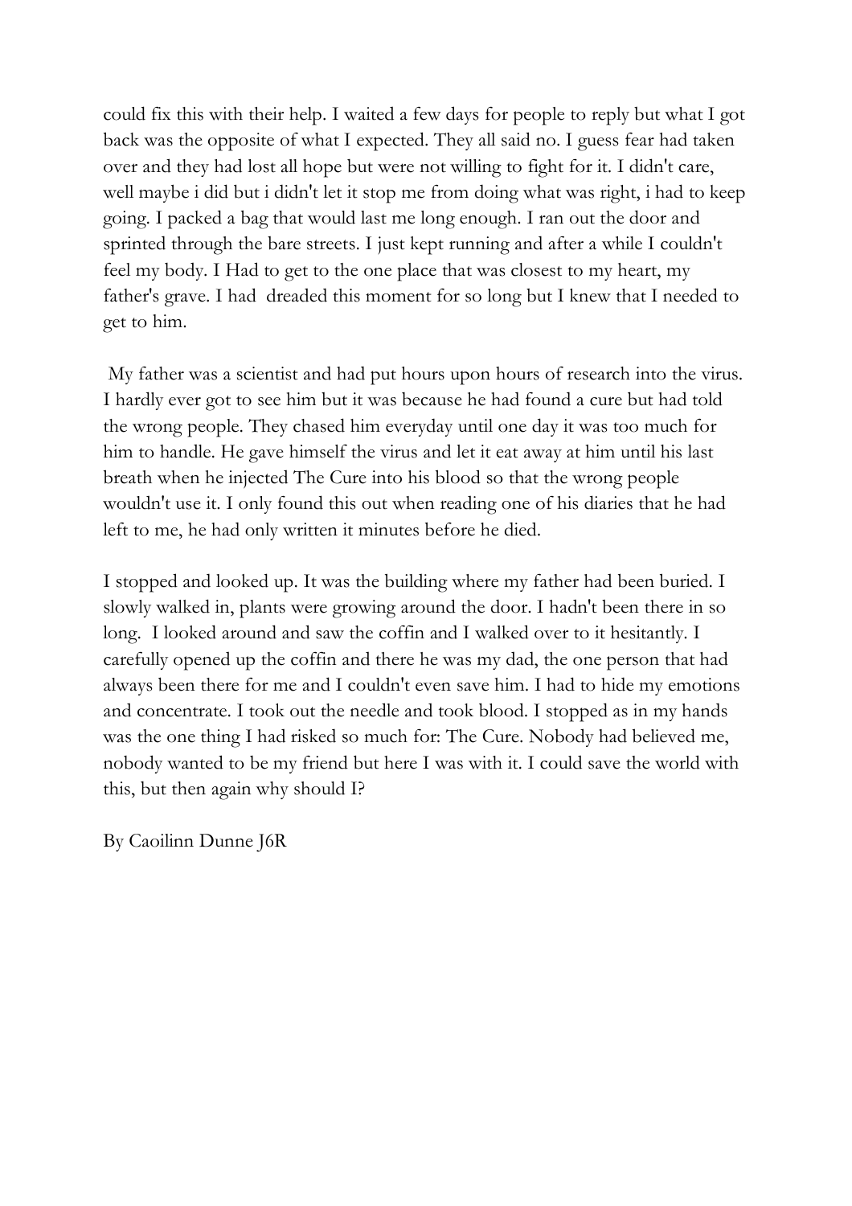could fix this with their help. I waited a few days for people to reply but what I got back was the opposite of what I expected. They all said no. I guess fear had taken over and they had lost all hope but were not willing to fight for it. I didn't care, well maybe i did but i didn't let it stop me from doing what was right, i had to keep going. I packed a bag that would last me long enough. I ran out the door and sprinted through the bare streets. I just kept running and after a while I couldn't feel my body. I Had to get to the one place that was closest to my heart, my father's grave. I had dreaded this moment for so long but I knew that I needed to get to him.

My father was a scientist and had put hours upon hours of research into the virus. I hardly ever got to see him but it was because he had found a cure but had told the wrong people. They chased him everyday until one day it was too much for him to handle. He gave himself the virus and let it eat away at him until his last breath when he injected The Cure into his blood so that the wrong people wouldn't use it. I only found this out when reading one of his diaries that he had left to me, he had only written it minutes before he died.

I stopped and looked up. It was the building where my father had been buried. I slowly walked in, plants were growing around the door. I hadn't been there in so long. I looked around and saw the coffin and I walked over to it hesitantly. I carefully opened up the coffin and there he was my dad, the one person that had always been there for me and I couldn't even save him. I had to hide my emotions and concentrate. I took out the needle and took blood. I stopped as in my hands was the one thing I had risked so much for: The Cure. Nobody had believed me, nobody wanted to be my friend but here I was with it. I could save the world with this, but then again why should I?

By Caoilinn Dunne J6R